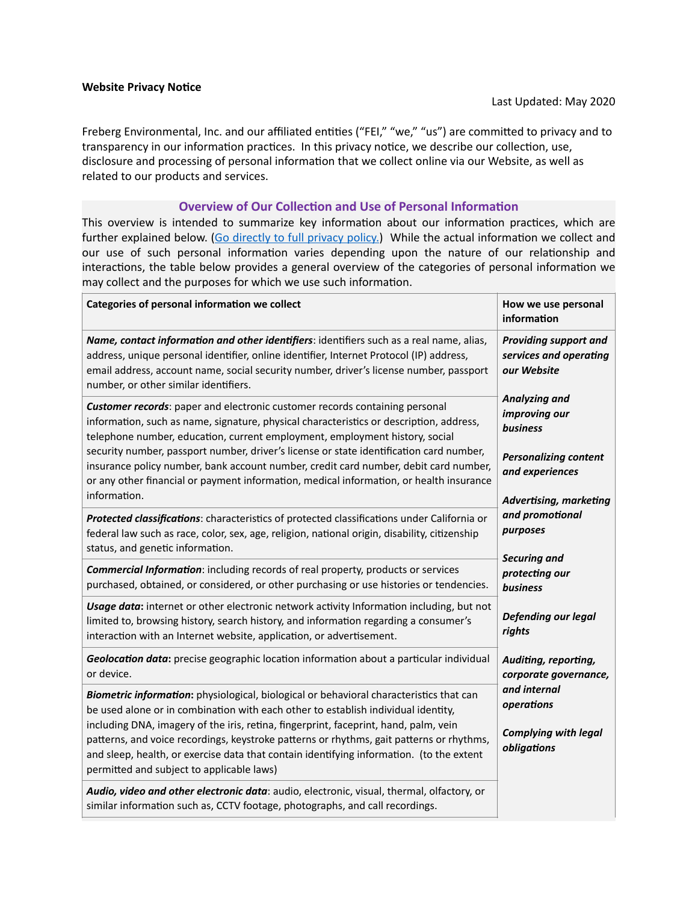**Website Privacy Notice**

Last Updated: May 2020

Freberg Environmental, Inc. and our affiliated entities ("FEI," "we," "us") are committed to privacy and to transparency in our information practices. In this privacy notice, we describe our collection, use, disclosure and processing of personal information that we collect online via our Website, as well as related to our products and services.

## Overview of Our Collection and Use of Personal Information

This overview is intended to summarize key information about our information practices, which are further explained below. ([Go directly to full privacy policy.]()) While the actual information we collect and our use of such personal information varies depending upon the nature of our relationship and interactions, the table below provides a general overview of the categories of personal information we may collect and the purposes for which we use such information.

| Categories of personal information we collect | How we use personal information |
|---|---|
| ***Name, contact information and other identifiers***: identifiers such as a real name, alias, address, unique personal identifier, online identifier, Internet Protocol (IP) address, email address, account name, social security number, driver's license number, passport number, or other similar identifiers. | ***Providing support and services and operating our Website*** <br><br> ***Analyzing and improving our business*** <br><br> ***Personalizing content and experiences*** <br><br> ***Advertising, marketing and promotional purposes*** <br><br> ***Securing and protecting our business*** <br><br> ***Defending our legal rights*** <br><br> ***Auditing, reporting, corporate governance, and internal operations*** <br><br> ***Complying with legal obligations*** |
| ***Customer records***: paper and electronic customer records containing personal information, such as name, signature, physical characteristics or description, address, telephone number, education, current employment, employment history, social security number, passport number, driver's license or state identification card number, insurance policy number, bank account number, credit card number, debit card number, or any other financial or payment information, medical information, or health insurance information. | |
| ***Protected classifications***: characteristics of protected classifications under California or federal law such as race, color, sex, age, religion, national origin, disability, citizenship status, and genetic information. | |
| ***Commercial Information***: including records of real property, products or services purchased, obtained, or considered, or other purchasing or use histories or tendencies. | |
| ***Usage data***: internet or other electronic network activity Information including, but not limited to, browsing history, search history, and information regarding a consumer's interaction with an Internet website, application, or advertisement. | |
| ***Geolocation data***: precise geographic location information about a particular individual or device. | |
| ***Biometric information***: physiological, biological or behavioral characteristics that can be used alone or in combination with each other to establish individual identity, including DNA, imagery of the iris, retina, fingerprint, faceprint, hand, palm, vein patterns, and voice recordings, keystroke patterns or rhythms, gait patterns or rhythms, and sleep, health, or exercise data that contain identifying information. (to the extent permitted and subject to applicable laws) | |
| ***Audio, video and other electronic data***: audio, electronic, visual, thermal, olfactory, or similar information such as, CCTV footage, photographs, and call recordings. | |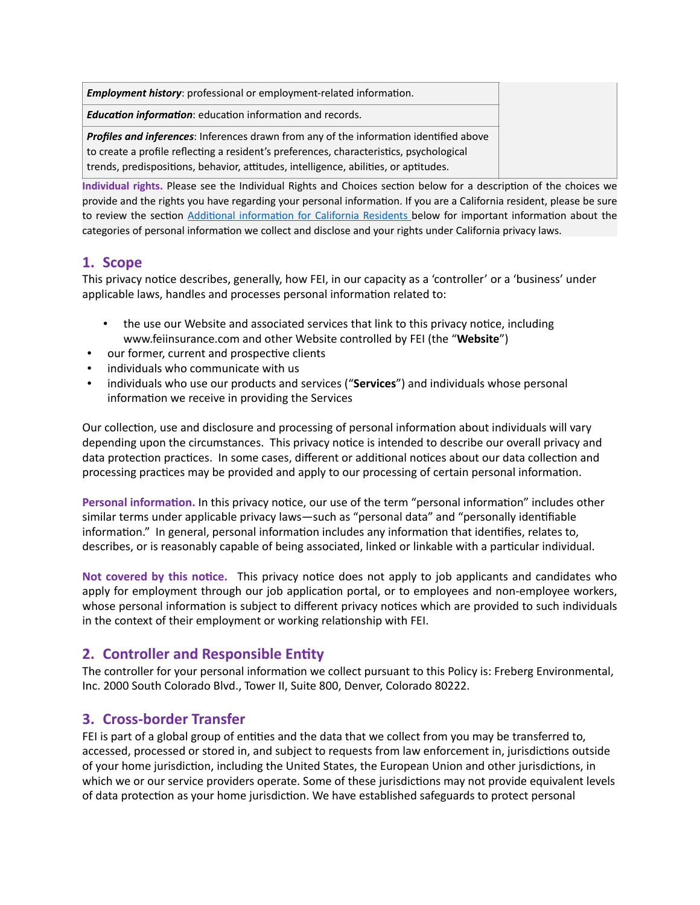| | |
|---|---|
| ***Employment history***: professional or employment-related information. | |
| ***Education information***: education information and records. | |
| ***Profiles and inferences***: Inferences drawn from any of the information identified above to create a profile reflecting a resident's preferences, characteristics, psychological trends, predispositions, behavior, attitudes, intelligence, abilities, or aptitudes. | |

**Individual rights.** Please see the Individual Rights and Choices section below for a description of the choices we provide and the rights you have regarding your personal information. If you are a California resident, please be sure to review the section [Additional information for California Residents](#) below for important information about the categories of personal information we collect and disclose and your rights under California privacy laws.

## 1. Scope

This privacy notice describes, generally, how FEI, in our capacity as a 'controller' or a 'business' under applicable laws, handles and processes personal information related to:

- the use our Website and associated services that link to this privacy notice, including www.feiinsurance.com and other Website controlled by FEI (the "**Website**")
- our former, current and prospective clients
- individuals who communicate with us
- individuals who use our products and services ("**Services**") and individuals whose personal information we receive in providing the Services

Our collection, use and disclosure and processing of personal information about individuals will vary depending upon the circumstances. This privacy notice is intended to describe our overall privacy and data protection practices. In some cases, different or additional notices about our data collection and processing practices may be provided and apply to our processing of certain personal information.

**Personal information.** In this privacy notice, our use of the term "personal information" includes other similar terms under applicable privacy laws—such as "personal data" and "personally identifiable information." In general, personal information includes any information that identifies, relates to, describes, or is reasonably capable of being associated, linked or linkable with a particular individual.

**Not covered by this notice.** This privacy notice does not apply to job applicants and candidates who apply for employment through our job application portal, or to employees and non-employee workers, whose personal information is subject to different privacy notices which are provided to such individuals in the context of their employment or working relationship with FEI.

## 2. Controller and Responsible Entity

The controller for your personal information we collect pursuant to this Policy is: Freberg Environmental, Inc. 2000 South Colorado Blvd., Tower II, Suite 800, Denver, Colorado 80222.

## 3. Cross-border Transfer

FEI is part of a global group of entities and the data that we collect from you may be transferred to, accessed, processed or stored in, and subject to requests from law enforcement in, jurisdictions outside of your home jurisdiction, including the United States, the European Union and other jurisdictions, in which we or our service providers operate. Some of these jurisdictions may not provide equivalent levels of data protection as your home jurisdiction. We have established safeguards to protect personal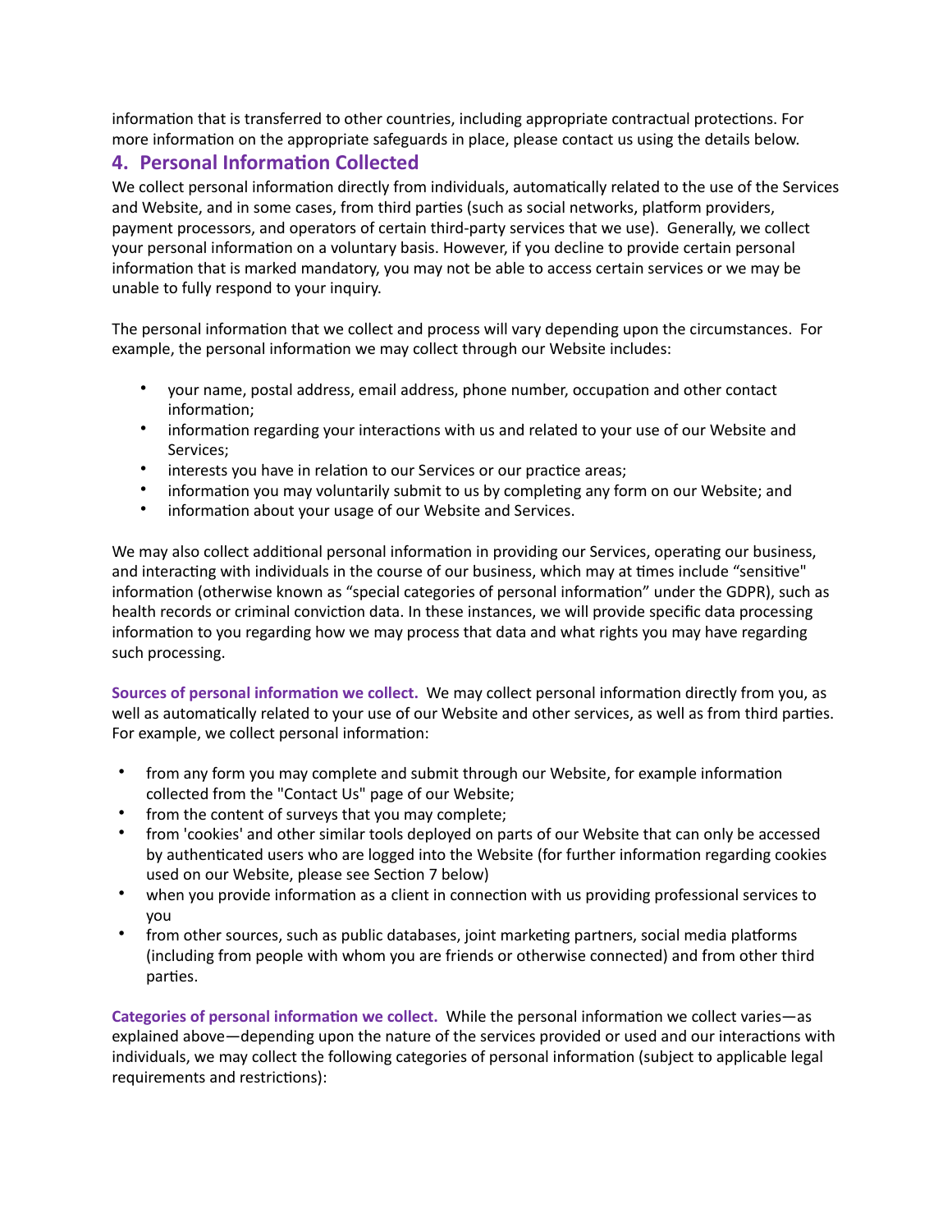information that is transferred to other countries, including appropriate contractual protections. For more information on the appropriate safeguards in place, please contact us using the details below.

## 4. Personal Information Collected

We collect personal information directly from individuals, automatically related to the use of the Services and Website, and in some cases, from third parties (such as social networks, platform providers, payment processors, and operators of certain third-party services that we use). Generally, we collect your personal information on a voluntary basis. However, if you decline to provide certain personal information that is marked mandatory, you may not be able to access certain services or we may be unable to fully respond to your inquiry.

The personal information that we collect and process will vary depending upon the circumstances. For example, the personal information we may collect through our Website includes:

- your name, postal address, email address, phone number, occupation and other contact information;
- information regarding your interactions with us and related to your use of our Website and Services;
- interests you have in relation to our Services or our practice areas;
- information you may voluntarily submit to us by completing any form on our Website; and
- information about your usage of our Website and Services.

We may also collect additional personal information in providing our Services, operating our business, and interacting with individuals in the course of our business, which may at times include "sensitive" information (otherwise known as "special categories of personal information" under the GDPR), such as health records or criminal conviction data. In these instances, we will provide specific data processing information to you regarding how we may process that data and what rights you may have regarding such processing.

**Sources of personal information we collect.** We may collect personal information directly from you, as well as automatically related to your use of our Website and other services, as well as from third parties. For example, we collect personal information:

- from any form you may complete and submit through our Website, for example information collected from the "Contact Us" page of our Website;
- from the content of surveys that you may complete;
- from 'cookies' and other similar tools deployed on parts of our Website that can only be accessed by authenticated users who are logged into the Website (for further information regarding cookies used on our Website, please see Section 7 below)
- when you provide information as a client in connection with us providing professional services to you
- from other sources, such as public databases, joint marketing partners, social media platforms (including from people with whom you are friends or otherwise connected) and from other third parties.

**Categories of personal information we collect.** While the personal information we collect varies—as explained above—depending upon the nature of the services provided or used and our interactions with individuals, we may collect the following categories of personal information (subject to applicable legal requirements and restrictions):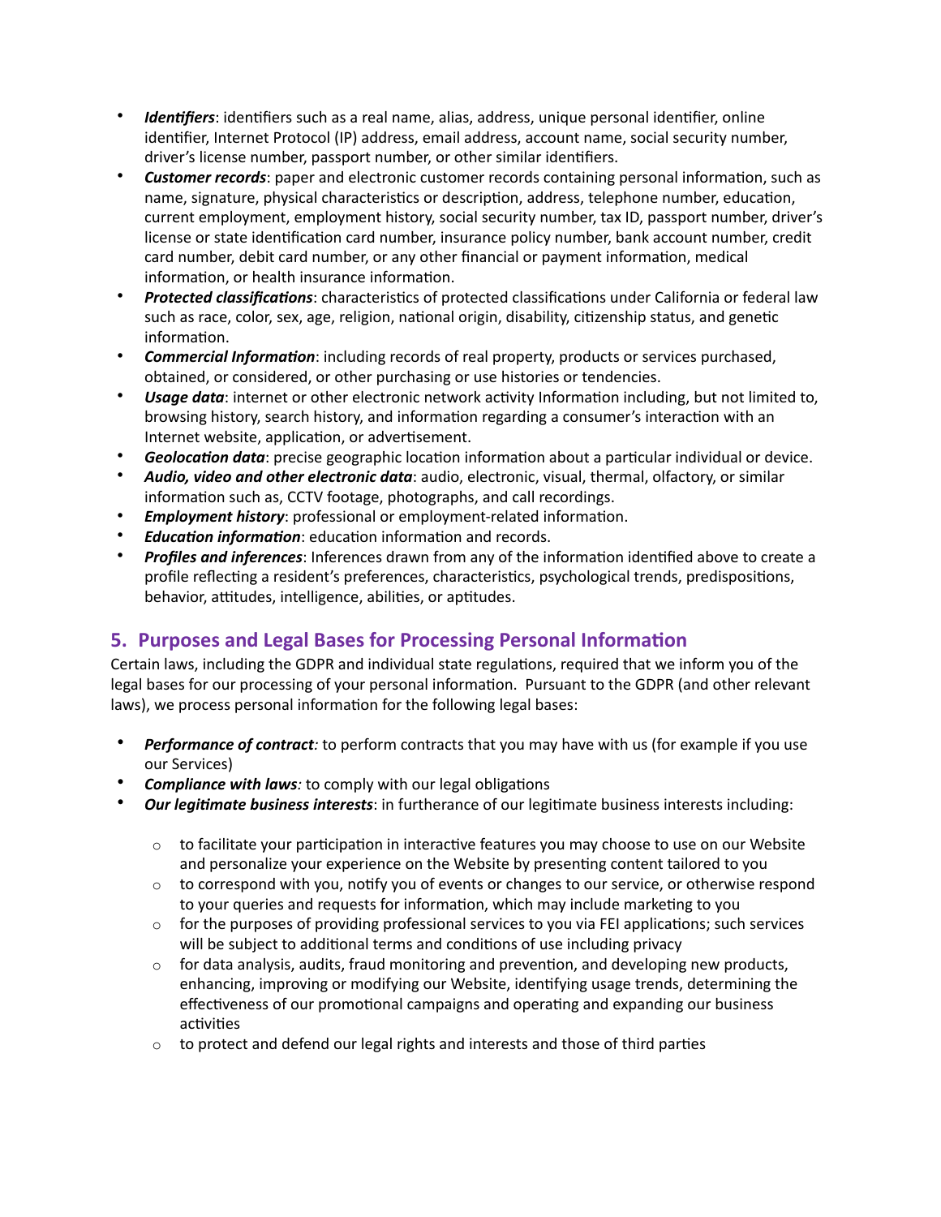- ***Identifiers***: identifiers such as a real name, alias, address, unique personal identifier, online identifier, Internet Protocol (IP) address, email address, account name, social security number, driver's license number, passport number, or other similar identifiers.
- ***Customer records***: paper and electronic customer records containing personal information, such as name, signature, physical characteristics or description, address, telephone number, education, current employment, employment history, social security number, tax ID, passport number, driver's license or state identification card number, insurance policy number, bank account number, credit card number, debit card number, or any other financial or payment information, medical information, or health insurance information.
- ***Protected classifications***: characteristics of protected classifications under California or federal law such as race, color, sex, age, religion, national origin, disability, citizenship status, and genetic information.
- ***Commercial Information***: including records of real property, products or services purchased, obtained, or considered, or other purchasing or use histories or tendencies.
- ***Usage data***: internet or other electronic network activity Information including, but not limited to, browsing history, search history, and information regarding a consumer's interaction with an Internet website, application, or advertisement.
- ***Geolocation data***: precise geographic location information about a particular individual or device.
- ***Audio, video and other electronic data***: audio, electronic, visual, thermal, olfactory, or similar information such as, CCTV footage, photographs, and call recordings.
- ***Employment history***: professional or employment-related information.
- ***Education information***: education information and records.
- ***Profiles and inferences***: Inferences drawn from any of the information identified above to create a profile reflecting a resident's preferences, characteristics, psychological trends, predispositions, behavior, attitudes, intelligence, abilities, or aptitudes.

## 5. Purposes and Legal Bases for Processing Personal Information

Certain laws, including the GDPR and individual state regulations, required that we inform you of the legal bases for our processing of your personal information. Pursuant to the GDPR (and other relevant laws), we process personal information for the following legal bases:

- ***Performance of contract:*** to perform contracts that you may have with us (for example if you use our Services)
- ***Compliance with laws:*** to comply with our legal obligations
- ***Our legitimate business interests***: in furtherance of our legitimate business interests including:
  - to facilitate your participation in interactive features you may choose to use on our Website and personalize your experience on the Website by presenting content tailored to you
  - to correspond with you, notify you of events or changes to our service, or otherwise respond to your queries and requests for information, which may include marketing to you
  - for the purposes of providing professional services to you via FEI applications; such services will be subject to additional terms and conditions of use including privacy
  - for data analysis, audits, fraud monitoring and prevention, and developing new products, enhancing, improving or modifying our Website, identifying usage trends, determining the effectiveness of our promotional campaigns and operating and expanding our business activities
  - to protect and defend our legal rights and interests and those of third parties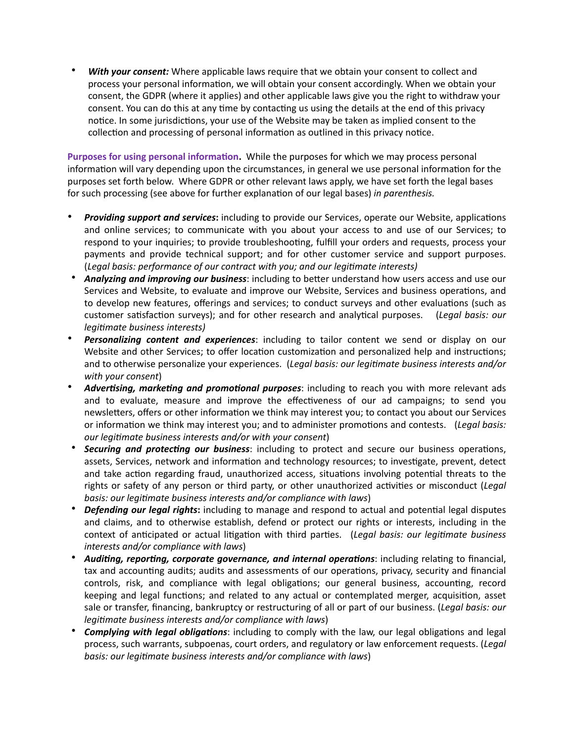- ***With your consent:*** Where applicable laws require that we obtain your consent to collect and process your personal information, we will obtain your consent accordingly. When we obtain your consent, the GDPR (where it applies) and other applicable laws give you the right to withdraw your consent. You can do this at any time by contacting us using the details at the end of this privacy notice. In some jurisdictions, your use of the Website may be taken as implied consent to the collection and processing of personal information as outlined in this privacy notice.

**Purposes for using personal information.** While the purposes for which we may process personal information will vary depending upon the circumstances, in general we use personal information for the purposes set forth below. Where GDPR or other relevant laws apply, we have set forth the legal bases for such processing (see above for further explanation of our legal bases) *in parenthesis.*

- ***Providing support and services*:** including to provide our Services, operate our Website, applications and online services; to communicate with you about your access to and use of our Services; to respond to your inquiries; to provide troubleshooting, fulfill your orders and requests, process your payments and provide technical support; and for other customer service and support purposes. (*Legal basis: performance of our contract with you; and our legitimate interests)*
- ***Analyzing and improving our business***: including to better understand how users access and use our Services and Website, to evaluate and improve our Website, Services and business operations, and to develop new features, offerings and services; to conduct surveys and other evaluations (such as customer satisfaction surveys); and for other research and analytical purposes. (*Legal basis: our legitimate business interests)*
- ***Personalizing content and experiences***: including to tailor content we send or display on our Website and other Services; to offer location customization and personalized help and instructions; and to otherwise personalize your experiences. (*Legal basis: our legitimate business interests and/or with your consent*)
- ***Advertising, marketing and promotional purposes***: including to reach you with more relevant ads and to evaluate, measure and improve the effectiveness of our ad campaigns; to send you newsletters, offers or other information we think may interest you; to contact you about our Services or information we think may interest you; and to administer promotions and contests. (*Legal basis: our legitimate business interests and/or with your consent*)
- ***Securing and protecting our business***: including to protect and secure our business operations, assets, Services, network and information and technology resources; to investigate, prevent, detect and take action regarding fraud, unauthorized access, situations involving potential threats to the rights or safety of any person or third party, or other unauthorized activities or misconduct (*Legal basis: our legitimate business interests and/or compliance with laws*)
- ***Defending our legal rights*:** including to manage and respond to actual and potential legal disputes and claims, and to otherwise establish, defend or protect our rights or interests, including in the context of anticipated or actual litigation with third parties. (*Legal basis: our legitimate business interests and/or compliance with laws*)
- ***Auditing, reporting, corporate governance, and internal operations***: including relating to financial, tax and accounting audits; audits and assessments of our operations, privacy, security and financial controls, risk, and compliance with legal obligations; our general business, accounting, record keeping and legal functions; and related to any actual or contemplated merger, acquisition, asset sale or transfer, financing, bankruptcy or restructuring of all or part of our business. (*Legal basis: our legitimate business interests and/or compliance with laws*)
- ***Complying with legal obligations***: including to comply with the law, our legal obligations and legal process, such warrants, subpoenas, court orders, and regulatory or law enforcement requests. (*Legal basis: our legitimate business interests and/or compliance with laws*)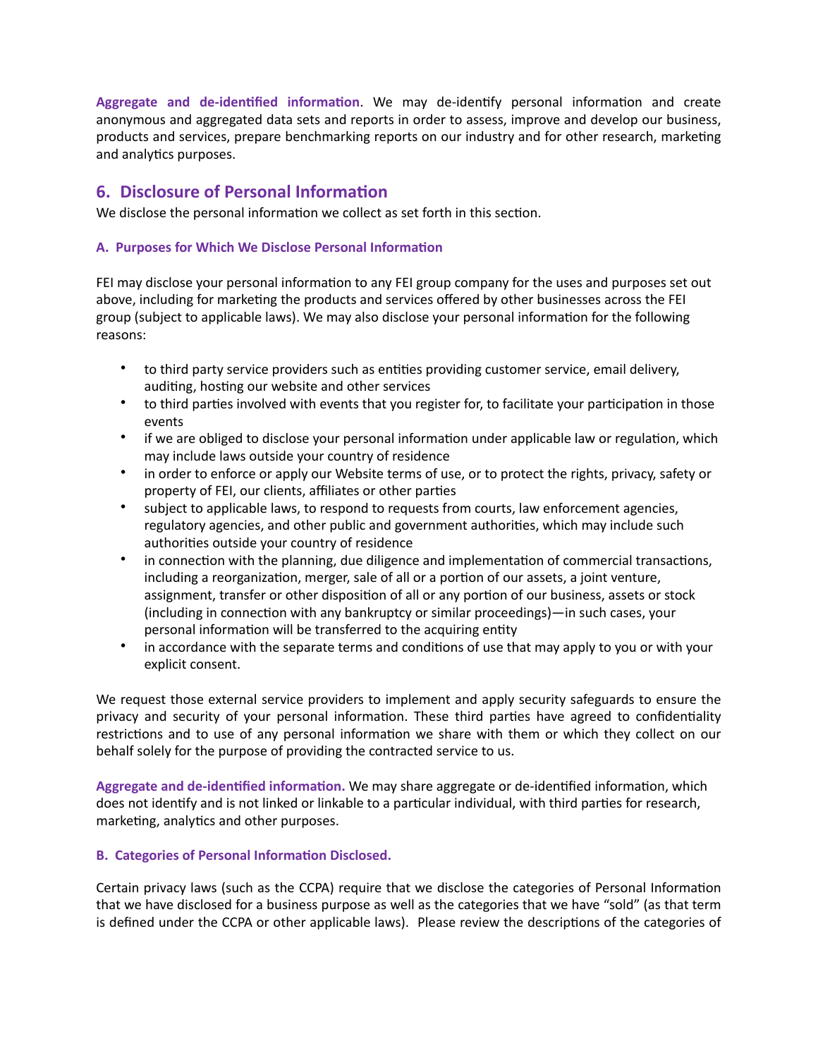**Aggregate and de-identified information**. We may de-identify personal information and create anonymous and aggregated data sets and reports in order to assess, improve and develop our business, products and services, prepare benchmarking reports on our industry and for other research, marketing and analytics purposes.

## 6. Disclosure of Personal Information

We disclose the personal information we collect as set forth in this section.

### A. Purposes for Which We Disclose Personal Information

FEI may disclose your personal information to any FEI group company for the uses and purposes set out above, including for marketing the products and services offered by other businesses across the FEI group (subject to applicable laws). We may also disclose your personal information for the following reasons:

- to third party service providers such as entities providing customer service, email delivery, auditing, hosting our website and other services
- to third parties involved with events that you register for, to facilitate your participation in those events
- if we are obliged to disclose your personal information under applicable law or regulation, which may include laws outside your country of residence
- in order to enforce or apply our Website terms of use, or to protect the rights, privacy, safety or property of FEI, our clients, affiliates or other parties
- subject to applicable laws, to respond to requests from courts, law enforcement agencies, regulatory agencies, and other public and government authorities, which may include such authorities outside your country of residence
- in connection with the planning, due diligence and implementation of commercial transactions, including a reorganization, merger, sale of all or a portion of our assets, a joint venture, assignment, transfer or other disposition of all or any portion of our business, assets or stock (including in connection with any bankruptcy or similar proceedings)—in such cases, your personal information will be transferred to the acquiring entity
- in accordance with the separate terms and conditions of use that may apply to you or with your explicit consent.

We request those external service providers to implement and apply security safeguards to ensure the privacy and security of your personal information. These third parties have agreed to confidentiality restrictions and to use of any personal information we share with them or which they collect on our behalf solely for the purpose of providing the contracted service to us.

**Aggregate and de-identified information.** We may share aggregate or de-identified information, which does not identify and is not linked or linkable to a particular individual, with third parties for research, marketing, analytics and other purposes.

### B. Categories of Personal Information Disclosed.

Certain privacy laws (such as the CCPA) require that we disclose the categories of Personal Information that we have disclosed for a business purpose as well as the categories that we have "sold" (as that term is defined under the CCPA or other applicable laws). Please review the descriptions of the categories of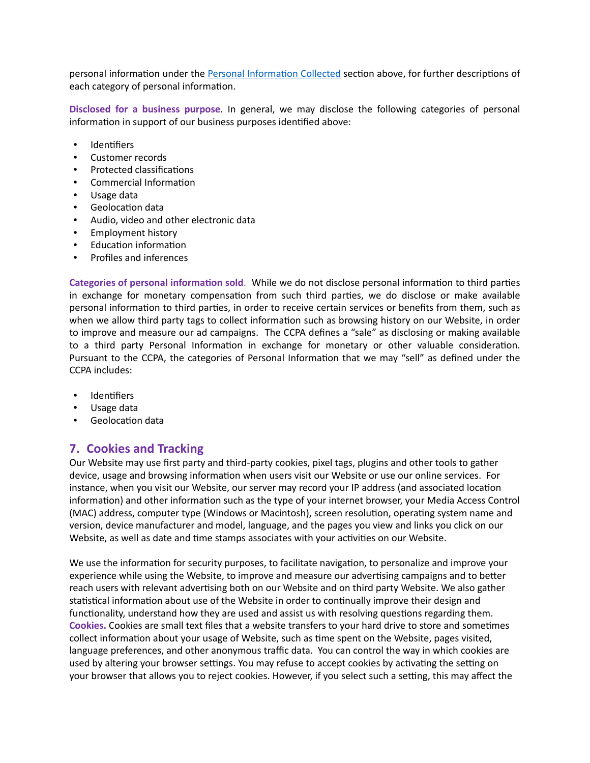personal information under the [Personal Information Collected](#) section above, for further descriptions of each category of personal information.

**Disclosed for a business purpose**. In general, we may disclose the following categories of personal information in support of our business purposes identified above:

- Identifiers
- Customer records
- Protected classifications
- Commercial Information
- Usage data
- Geolocation data
- Audio, video and other electronic data
- Employment history
- Education information
- Profiles and inferences

**Categories of personal information sold**. While we do not disclose personal information to third parties in exchange for monetary compensation from such third parties, we do disclose or make available personal information to third parties, in order to receive certain services or benefits from them, such as when we allow third party tags to collect information such as browsing history on our Website, in order to improve and measure our ad campaigns. The CCPA defines a "sale" as disclosing or making available to a third party Personal Information in exchange for monetary or other valuable consideration. Pursuant to the CCPA, the categories of Personal Information that we may "sell" as defined under the CCPA includes:

- Identifiers
- Usage data
- Geolocation data

## 7. Cookies and Tracking

Our Website may use first party and third-party cookies, pixel tags, plugins and other tools to gather device, usage and browsing information when users visit our Website or use our online services. For instance, when you visit our Website, our server may record your IP address (and associated location information) and other information such as the type of your internet browser, your Media Access Control (MAC) address, computer type (Windows or Macintosh), screen resolution, operating system name and version, device manufacturer and model, language, and the pages you view and links you click on our Website, as well as date and time stamps associates with your activities on our Website.

We use the information for security purposes, to facilitate navigation, to personalize and improve your experience while using the Website, to improve and measure our advertising campaigns and to better reach users with relevant advertising both on our Website and on third party Website. We also gather statistical information about use of the Website in order to continually improve their design and functionality, understand how they are used and assist us with resolving questions regarding them.

**Cookies.** Cookies are small text files that a website transfers to your hard drive to store and sometimes collect information about your usage of Website, such as time spent on the Website, pages visited, language preferences, and other anonymous traffic data. You can control the way in which cookies are used by altering your browser settings. You may refuse to accept cookies by activating the setting on your browser that allows you to reject cookies. However, if you select such a setting, this may affect the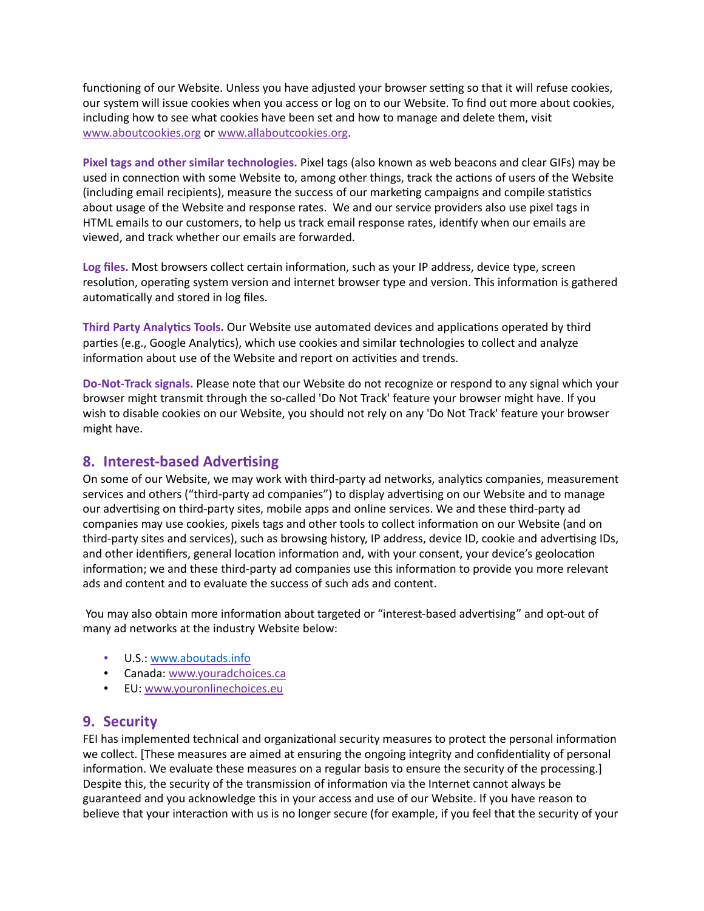functioning of our Website. Unless you have adjusted your browser setting so that it will refuse cookies, our system will issue cookies when you access or log on to our Website. To find out more about cookies, including how to see what cookies have been set and how to manage and delete them, visit www.aboutcookies.org or www.allaboutcookies.org.

**Pixel tags and other similar technologies.** Pixel tags (also known as web beacons and clear GIFs) may be used in connection with some Website to, among other things, track the actions of users of the Website (including email recipients), measure the success of our marketing campaigns and compile statistics about usage of the Website and response rates. We and our service providers also use pixel tags in HTML emails to our customers, to help us track email response rates, identify when our emails are viewed, and track whether our emails are forwarded.

**Log files.** Most browsers collect certain information, such as your IP address, device type, screen resolution, operating system version and internet browser type and version. This information is gathered automatically and stored in log files.

**Third Party Analytics Tools.** Our Website use automated devices and applications operated by third parties (e.g., Google Analytics), which use cookies and similar technologies to collect and analyze information about use of the Website and report on activities and trends.

**Do-Not-Track signals.** Please note that our Website do not recognize or respond to any signal which your browser might transmit through the so-called 'Do Not Track' feature your browser might have. If you wish to disable cookies on our Website, you should not rely on any 'Do Not Track' feature your browser might have.

## 8. Interest-based Advertising

On some of our Website, we may work with third-party ad networks, analytics companies, measurement services and others ("third-party ad companies") to display advertising on our Website and to manage our advertising on third-party sites, mobile apps and online services. We and these third-party ad companies may use cookies, pixels tags and other tools to collect information on our Website (and on third-party sites and services), such as browsing history, IP address, device ID, cookie and advertising IDs, and other identifiers, general location information and, with your consent, your device's geolocation information; we and these third-party ad companies use this information to provide you more relevant ads and content and to evaluate the success of such ads and content.

You may also obtain more information about targeted or "interest-based advertising" and opt-out of many ad networks at the industry Website below:

- U.S.: www.aboutads.info
- Canada: www.youradchoices.ca
- EU: www.youronlinechoices.eu

## 9. Security

FEI has implemented technical and organizational security measures to protect the personal information we collect. [These measures are aimed at ensuring the ongoing integrity and confidentiality of personal information. We evaluate these measures on a regular basis to ensure the security of the processing.] Despite this, the security of the transmission of information via the Internet cannot always be guaranteed and you acknowledge this in your access and use of our Website. If you have reason to believe that your interaction with us is no longer secure (for example, if you feel that the security of your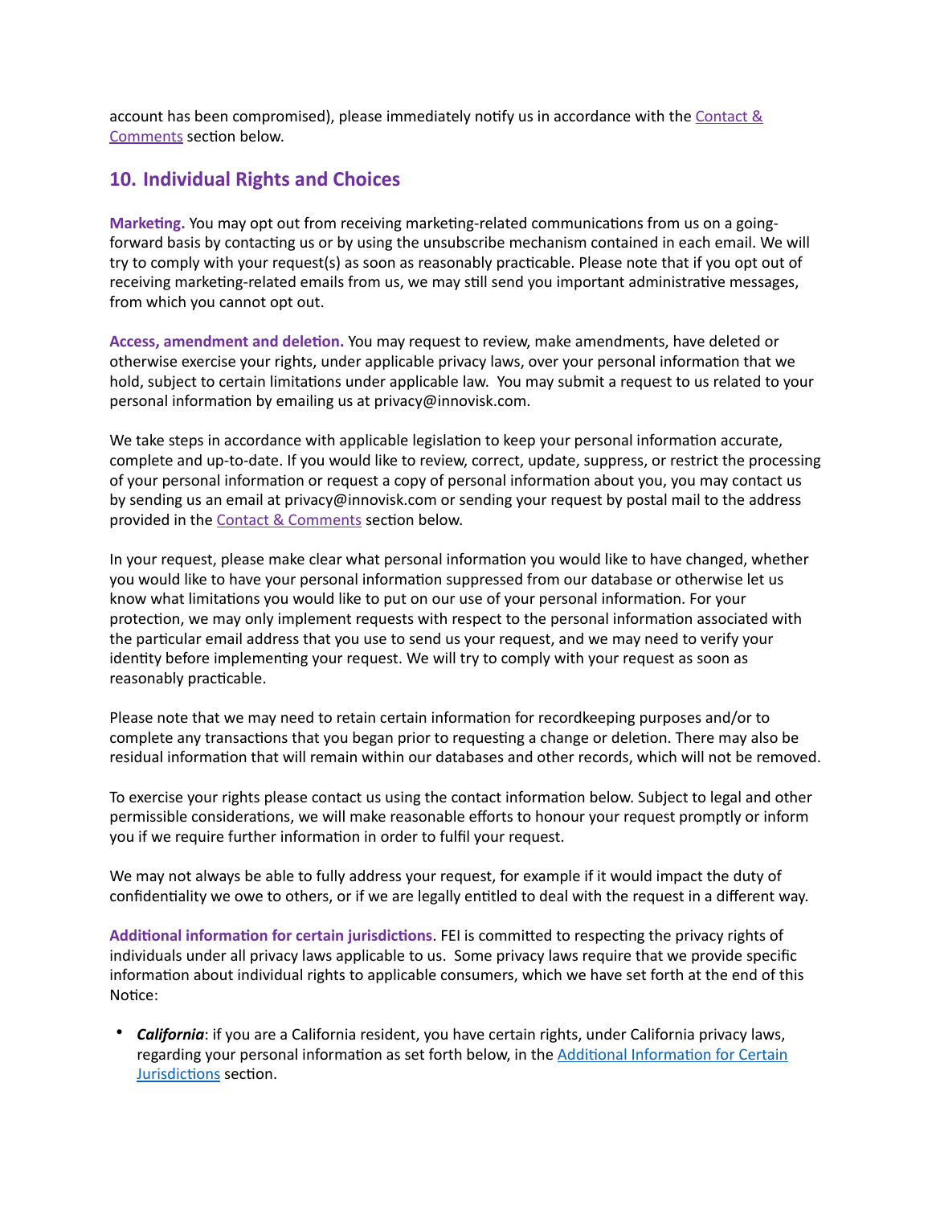account has been compromised), please immediately notify us in accordance with the Contact & Comments section below.

## 10. Individual Rights and Choices

**Marketing.** You may opt out from receiving marketing-related communications from us on a going-forward basis by contacting us or by using the unsubscribe mechanism contained in each email. We will try to comply with your request(s) as soon as reasonably practicable. Please note that if you opt out of receiving marketing-related emails from us, we may still send you important administrative messages, from which you cannot opt out.

**Access, amendment and deletion.** You may request to review, make amendments, have deleted or otherwise exercise your rights, under applicable privacy laws, over your personal information that we hold, subject to certain limitations under applicable law. You may submit a request to us related to your personal information by emailing us at privacy@innovisk.com.

We take steps in accordance with applicable legislation to keep your personal information accurate, complete and up-to-date. If you would like to review, correct, update, suppress, or restrict the processing of your personal information or request a copy of personal information about you, you may contact us by sending us an email at privacy@innovisk.com or sending your request by postal mail to the address provided in the Contact & Comments section below.

In your request, please make clear what personal information you would like to have changed, whether you would like to have your personal information suppressed from our database or otherwise let us know what limitations you would like to put on our use of your personal information. For your protection, we may only implement requests with respect to the personal information associated with the particular email address that you use to send us your request, and we may need to verify your identity before implementing your request. We will try to comply with your request as soon as reasonably practicable.

Please note that we may need to retain certain information for recordkeeping purposes and/or to complete any transactions that you began prior to requesting a change or deletion. There may also be residual information that will remain within our databases and other records, which will not be removed.

To exercise your rights please contact us using the contact information below. Subject to legal and other permissible considerations, we will make reasonable efforts to honour your request promptly or inform you if we require further information in order to fulfil your request.

We may not always be able to fully address your request, for example if it would impact the duty of confidentiality we owe to others, or if we are legally entitled to deal with the request in a different way.

**Additional information for certain jurisdictions**. FEI is committed to respecting the privacy rights of individuals under all privacy laws applicable to us. Some privacy laws require that we provide specific information about individual rights to applicable consumers, which we have set forth at the end of this Notice:

- ***California***: if you are a California resident, you have certain rights, under California privacy laws, regarding your personal information as set forth below, in the Additional Information for Certain Jurisdictions section.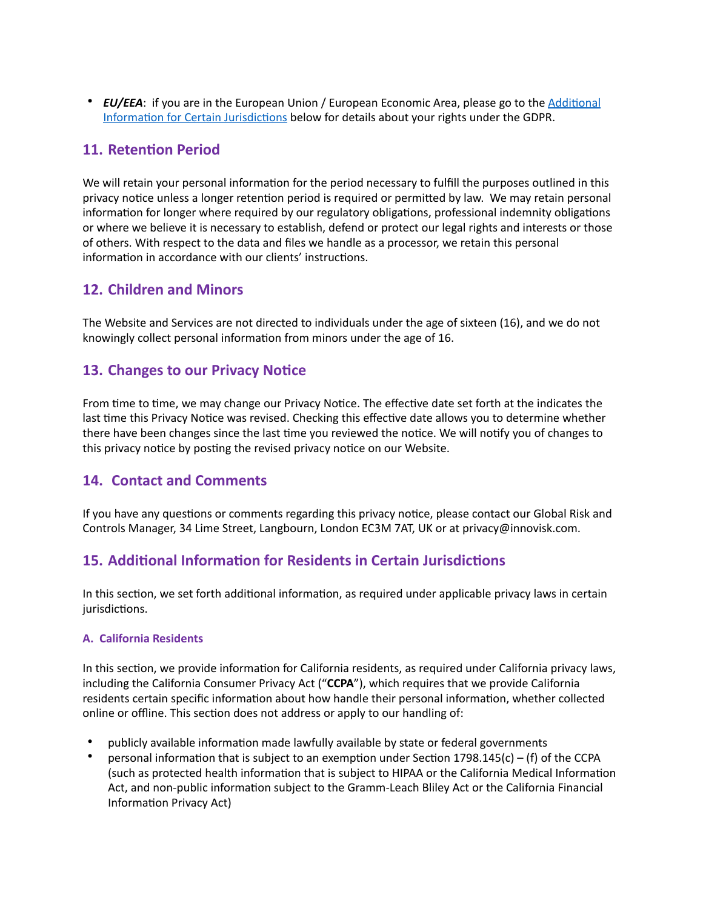- ***EU/EEA***: if you are in the European Union / European Economic Area, please go to the [Additional Information for Certain Jurisdictions] below for details about your rights under the GDPR.

## 11. Retention Period

We will retain your personal information for the period necessary to fulfill the purposes outlined in this privacy notice unless a longer retention period is required or permitted by law. We may retain personal information for longer where required by our regulatory obligations, professional indemnity obligations or where we believe it is necessary to establish, defend or protect our legal rights and interests or those of others. With respect to the data and files we handle as a processor, we retain this personal information in accordance with our clients' instructions.

## 12. Children and Minors

The Website and Services are not directed to individuals under the age of sixteen (16), and we do not knowingly collect personal information from minors under the age of 16.

## 13. Changes to our Privacy Notice

From time to time, we may change our Privacy Notice. The effective date set forth at the indicates the last time this Privacy Notice was revised. Checking this effective date allows you to determine whether there have been changes since the last time you reviewed the notice. We will notify you of changes to this privacy notice by posting the revised privacy notice on our Website.

## 14. Contact and Comments

If you have any questions or comments regarding this privacy notice, please contact our Global Risk and Controls Manager, 34 Lime Street, Langbourn, London EC3M 7AT, UK or at privacy@innovisk.com.

## 15. Additional Information for Residents in Certain Jurisdictions

In this section, we set forth additional information, as required under applicable privacy laws in certain jurisdictions.

### A. California Residents

In this section, we provide information for California residents, as required under California privacy laws, including the California Consumer Privacy Act ("**CCPA**"), which requires that we provide California residents certain specific information about how handle their personal information, whether collected online or offline. This section does not address or apply to our handling of:

- publicly available information made lawfully available by state or federal governments
- personal information that is subject to an exemption under Section 1798.145(c) – (f) of the CCPA (such as protected health information that is subject to HIPAA or the California Medical Information Act, and non-public information subject to the Gramm-Leach Bliley Act or the California Financial Information Privacy Act)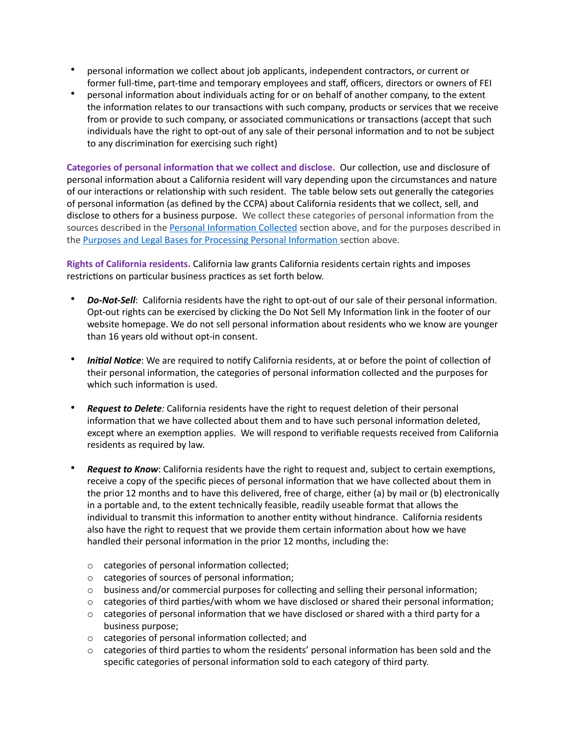- personal information we collect about job applicants, independent contractors, or current or former full-time, part-time and temporary employees and staff, officers, directors or owners of FEI
- personal information about individuals acting for or on behalf of another company, to the extent the information relates to our transactions with such company, products or services that we receive from or provide to such company, or associated communications or transactions (accept that such individuals have the right to opt-out of any sale of their personal information and to not be subject to any discrimination for exercising such right)

**Categories of personal information that we collect and disclose.** Our collection, use and disclosure of personal information about a California resident will vary depending upon the circumstances and nature of our interactions or relationship with such resident. The table below sets out generally the categories of personal information (as defined by the CCPA) about California residents that we collect, sell, and disclose to others for a business purpose. We collect these categories of personal information from the sources described in the Personal Information Collected section above, and for the purposes described in the Purposes and Legal Bases for Processing Personal Information section above.

**Rights of California residents.** California law grants California residents certain rights and imposes restrictions on particular business practices as set forth below.

- ***Do-Not-Sell***: California residents have the right to opt-out of our sale of their personal information. Opt-out rights can be exercised by clicking the Do Not Sell My Information link in the footer of our website homepage. We do not sell personal information about residents who we know are younger than 16 years old without opt-in consent.

- ***Initial Notice***: We are required to notify California residents, at or before the point of collection of their personal information, the categories of personal information collected and the purposes for which such information is used.

- ***Request to Delete:*** California residents have the right to request deletion of their personal information that we have collected about them and to have such personal information deleted, except where an exemption applies. We will respond to verifiable requests received from California residents as required by law.

- ***Request to Know***: California residents have the right to request and, subject to certain exemptions, receive a copy of the specific pieces of personal information that we have collected about them in the prior 12 months and to have this delivered, free of charge, either (a) by mail or (b) electronically in a portable and, to the extent technically feasible, readily useable format that allows the individual to transmit this information to another entity without hindrance. California residents also have the right to request that we provide them certain information about how we have handled their personal information in the prior 12 months, including the:

  - categories of personal information collected;
  - categories of sources of personal information;
  - business and/or commercial purposes for collecting and selling their personal information;
  - categories of third parties/with whom we have disclosed or shared their personal information;
  - categories of personal information that we have disclosed or shared with a third party for a business purpose;
  - categories of personal information collected; and
  - categories of third parties to whom the residents' personal information has been sold and the specific categories of personal information sold to each category of third party.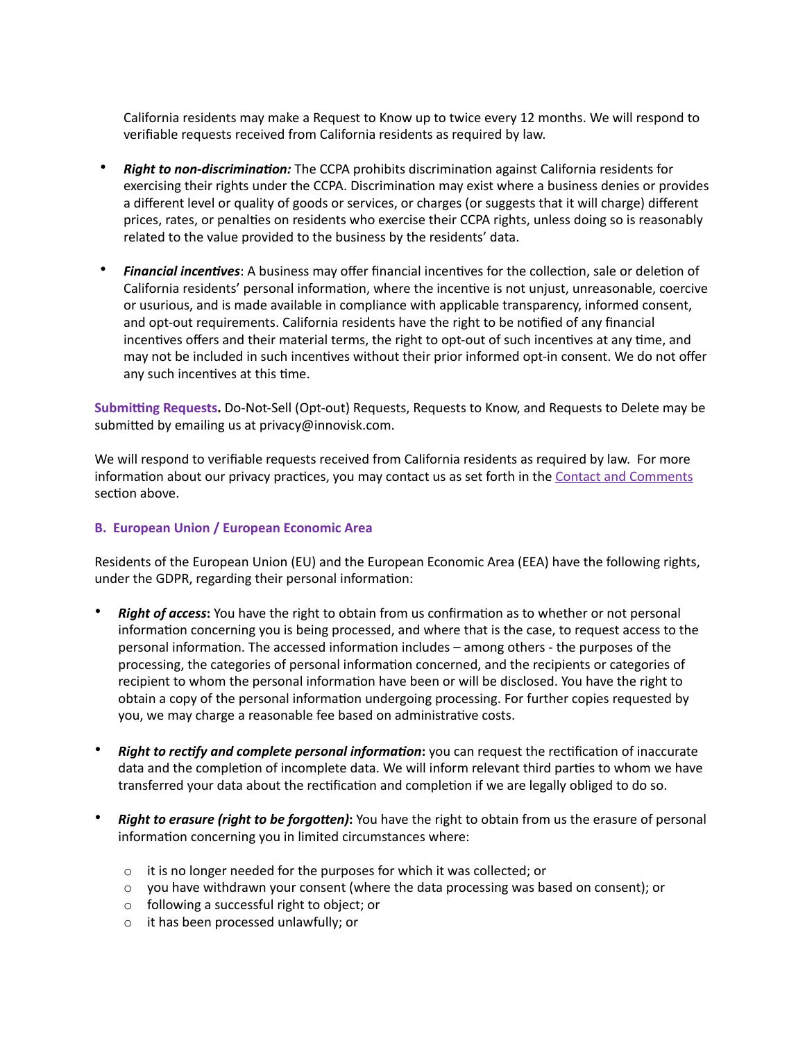California residents may make a Request to Know up to twice every 12 months. We will respond to verifiable requests received from California residents as required by law.

- ***Right to non-discrimination:*** The CCPA prohibits discrimination against California residents for exercising their rights under the CCPA. Discrimination may exist where a business denies or provides a different level or quality of goods or services, or charges (or suggests that it will charge) different prices, rates, or penalties on residents who exercise their CCPA rights, unless doing so is reasonably related to the value provided to the business by the residents' data.

- ***Financial incentives***: A business may offer financial incentives for the collection, sale or deletion of California residents' personal information, where the incentive is not unjust, unreasonable, coercive or usurious, and is made available in compliance with applicable transparency, informed consent, and opt-out requirements. California residents have the right to be notified of any financial incentives offers and their material terms, the right to opt-out of such incentives at any time, and may not be included in such incentives without their prior informed opt-in consent. We do not offer any such incentives at this time.

**Submitting Requests.** Do-Not-Sell (Opt-out) Requests, Requests to Know, and Requests to Delete may be submitted by emailing us at privacy@innovisk.com.

We will respond to verifiable requests received from California residents as required by law. For more information about our privacy practices, you may contact us as set forth in the Contact and Comments section above.

### B. European Union / European Economic Area

Residents of the European Union (EU) and the European Economic Area (EEA) have the following rights, under the GDPR, regarding their personal information:

- ***Right of access*:** You have the right to obtain from us confirmation as to whether or not personal information concerning you is being processed, and where that is the case, to request access to the personal information. The accessed information includes – among others - the purposes of the processing, the categories of personal information concerned, and the recipients or categories of recipient to whom the personal information have been or will be disclosed. You have the right to obtain a copy of the personal information undergoing processing. For further copies requested by you, we may charge a reasonable fee based on administrative costs.

- ***Right to rectify and complete personal information*:** you can request the rectification of inaccurate data and the completion of incomplete data. We will inform relevant third parties to whom we have transferred your data about the rectification and completion if we are legally obliged to do so.

- ***Right to erasure (right to be forgotten)*:** You have the right to obtain from us the erasure of personal information concerning you in limited circumstances where:
  - it is no longer needed for the purposes for which it was collected; or
  - you have withdrawn your consent (where the data processing was based on consent); or
  - following a successful right to object; or
  - it has been processed unlawfully; or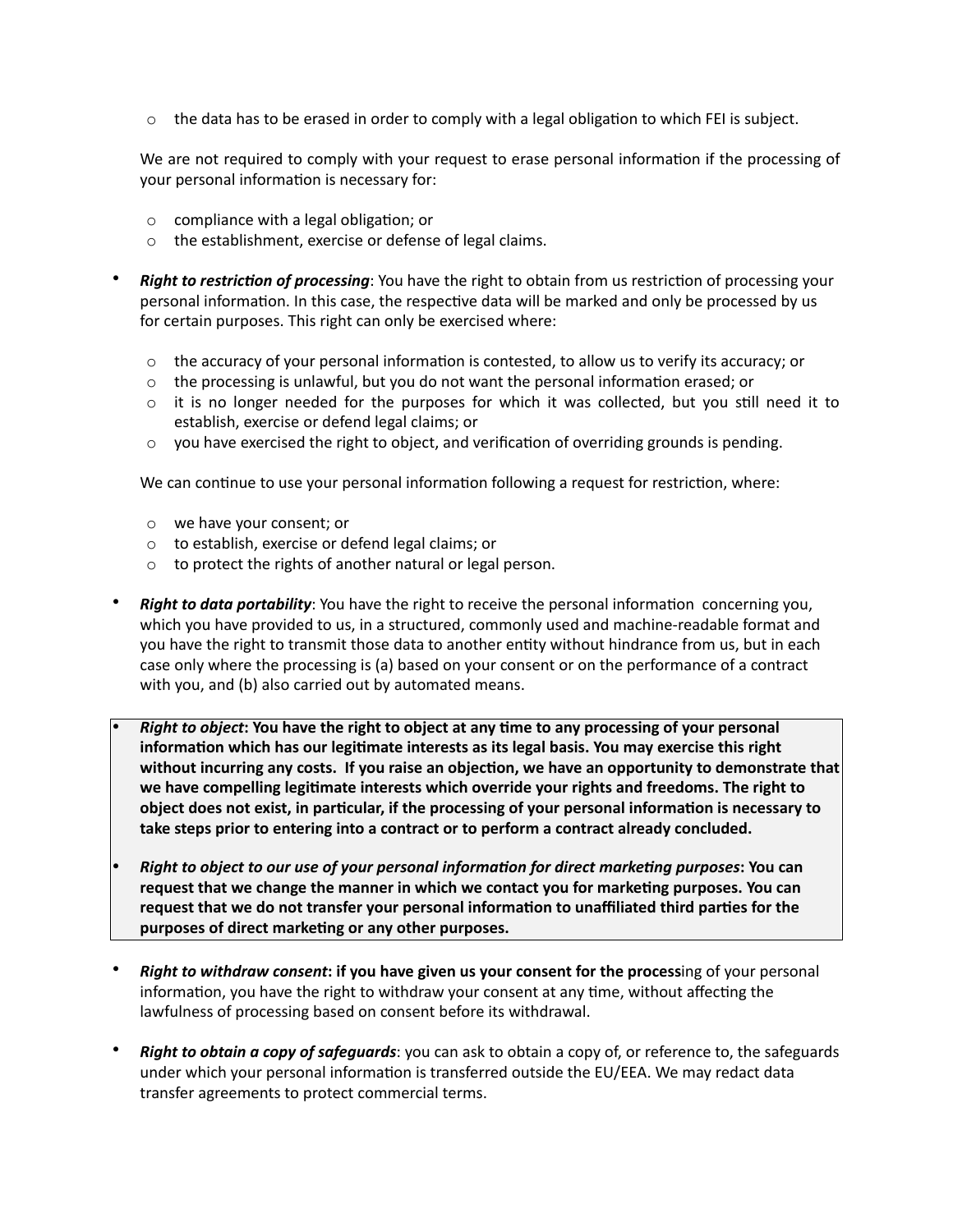- the data has to be erased in order to comply with a legal obligation to which FEI is subject.

  We are not required to comply with your request to erase personal information if the processing of your personal information is necessary for:

  - compliance with a legal obligation; or
  - the establishment, exercise or defense of legal claims.

- ***Right to restriction of processing***: You have the right to obtain from us restriction of processing your personal information. In this case, the respective data will be marked and only be processed by us for certain purposes. This right can only be exercised where:

  - the accuracy of your personal information is contested, to allow us to verify its accuracy; or
  - the processing is unlawful, but you do not want the personal information erased; or
  - it is no longer needed for the purposes for which it was collected, but you still need it to establish, exercise or defend legal claims; or
  - you have exercised the right to object, and verification of overriding grounds is pending.

  We can continue to use your personal information following a request for restriction, where:

  - we have your consent; or
  - to establish, exercise or defend legal claims; or
  - to protect the rights of another natural or legal person.

- ***Right to data portability***: You have the right to receive the personal information concerning you, which you have provided to us, in a structured, commonly used and machine-readable format and you have the right to transmit those data to another entity without hindrance from us, but in each case only where the processing is (a) based on your consent or on the performance of a contract with you, and (b) also carried out by automated means.

- ***Right to object*: You have the right to object at any time to any processing of your personal information which has our legitimate interests as its legal basis. You may exercise this right without incurring any costs. If you raise an objection, we have an opportunity to demonstrate that we have compelling legitimate interests which override your rights and freedoms. The right to object does not exist, in particular, if the processing of your personal information is necessary to take steps prior to entering into a contract or to perform a contract already concluded.**

- ***Right to object to our use of your personal information for direct marketing purposes*: You can request that we change the manner in which we contact you for marketing purposes. You can request that we do not transfer your personal information to unaffiliated third parties for the purposes of direct marketing or any other purposes.**

- ***Right to withdraw consent*: if you have given us your consent for the process**ing of your personal information, you have the right to withdraw your consent at any time, without affecting the lawfulness of processing based on consent before its withdrawal.

- ***Right to obtain a copy of safeguards***: you can ask to obtain a copy of, or reference to, the safeguards under which your personal information is transferred outside the EU/EEA. We may redact data transfer agreements to protect commercial terms.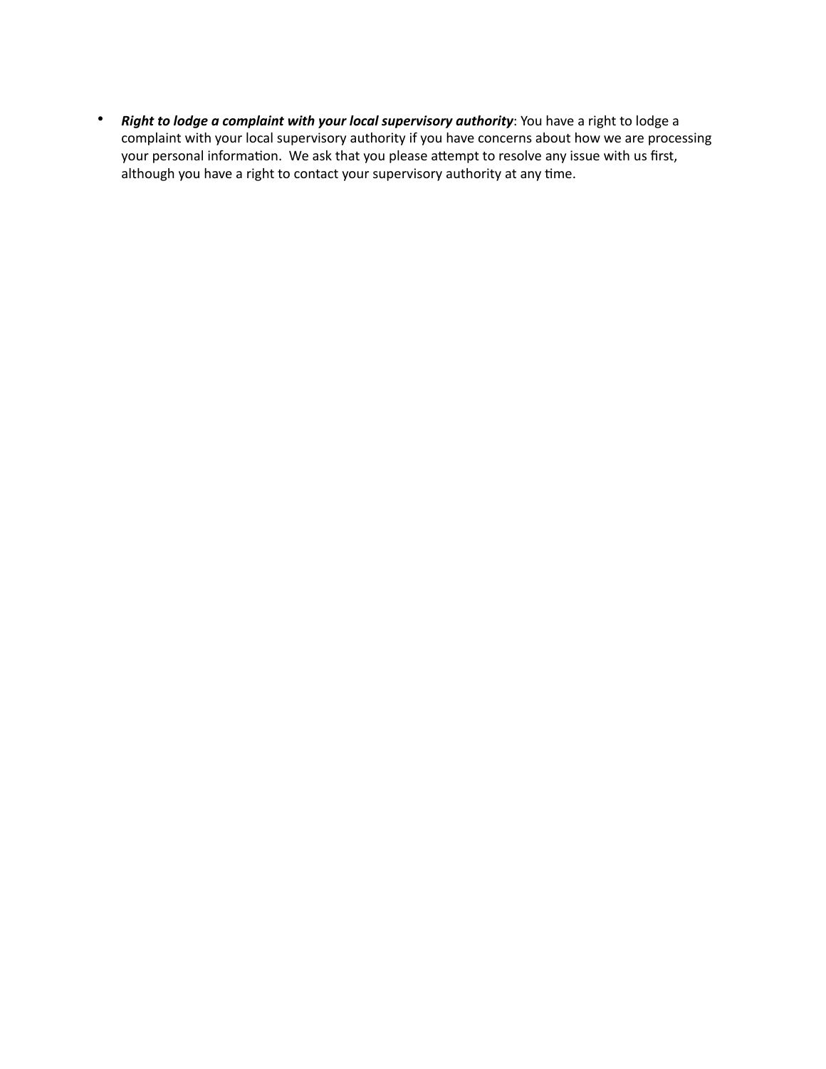- ***Right to lodge a complaint with your local supervisory authority***: You have a right to lodge a complaint with your local supervisory authority if you have concerns about how we are processing your personal information.  We ask that you please attempt to resolve any issue with us first, although you have a right to contact your supervisory authority at any time.